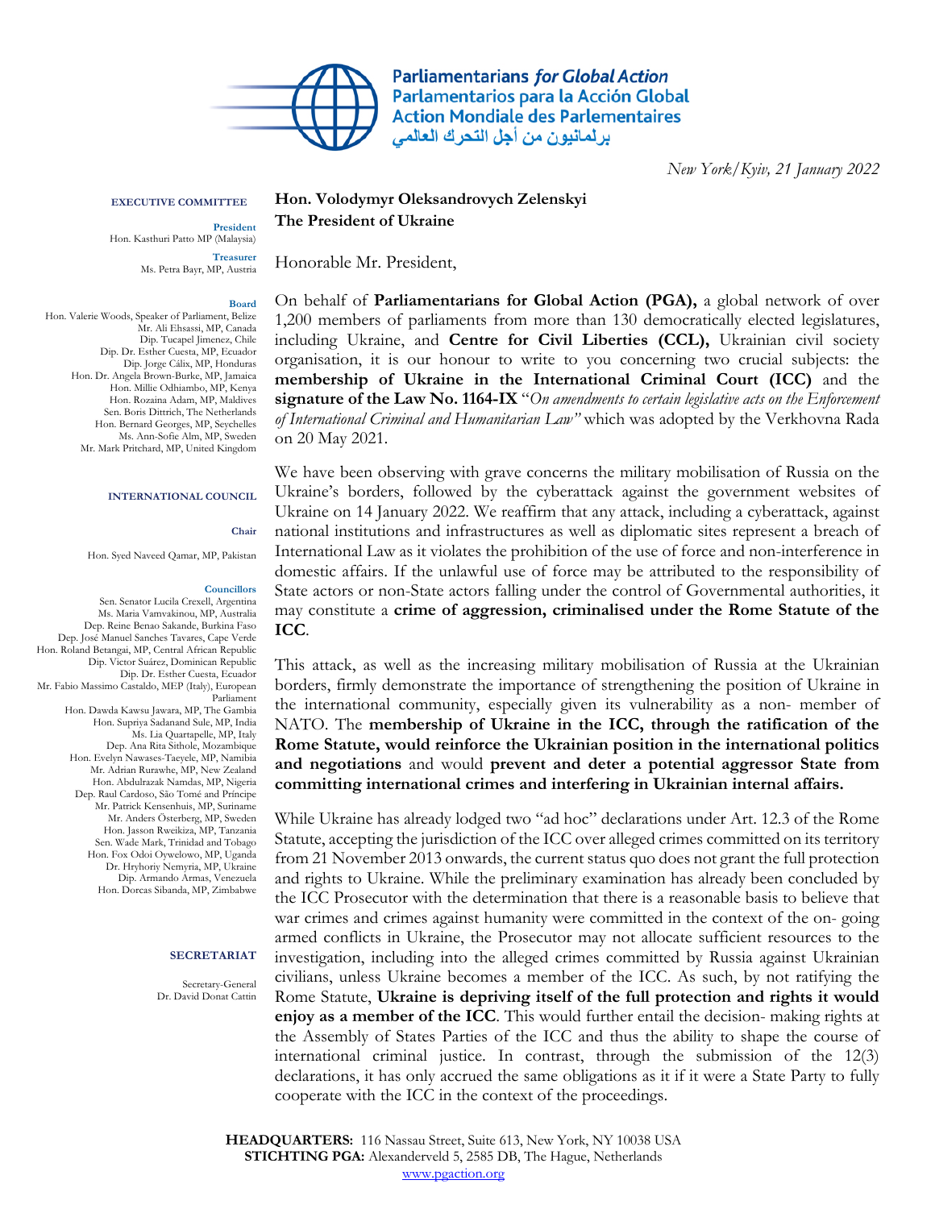**Parliamentarians *for Global Action***
**Parlamentarios para la Acción Global**
**Action Mondiale des Parlementaires**
**برلمانيون من أجل التحرك العالمي**

*New York/Kyiv, 21 January 2022*

**EXECUTIVE COMMITTEE**

**President**
Hon. Kasthuri Patto MP (Malaysia)

**Treasurer**
Ms. Petra Bayr, MP, Austria

**Board**
Hon. Valerie Woods, Speaker of Parliament, Belize
Mr. Ali Ehsassi, MP, Canada
Dip. Tucapel Jimenez, Chile
Dip. Dr. Esther Cuesta, MP, Ecuador
Dip. Jorge Cálix, MP, Honduras
Hon. Dr. Angela Brown-Burke, MP, Jamaica
Hon. Millie Odhiambo, MP, Kenya
Hon. Rozaina Adam, MP, Maldives
Sen. Boris Dittrich, The Netherlands
Hon. Bernard Georges, MP, Seychelles
Ms. Ann-Sofie Alm, MP, Sweden
Mr. Mark Pritchard, MP, United Kingdom

**INTERNATIONAL COUNCIL**

**Chair**
Hon. Syed Naveed Qamar, MP, Pakistan

**Councillors**
Sen. Senator Lucila Crexell, Argentina
Ms. Maria Vamvakinou, MP, Australia
Dep. Reine Benao Sakande, Burkina Faso
Dep. José Manuel Sanches Tavares, Cape Verde
Hon. Roland Betangai, MP, Central African Republic
Dip. Victor Suárez, Dominican Republic
Dip. Dr. Esther Cuesta, Ecuador
Mr. Fabio Massimo Castaldo, MEP (Italy), European Parliament
Hon. Dawda Kawsu Jawara, MP, The Gambia
Hon. Supriya Sadanand Sule, MP, India
Ms. Lia Quartapelle, MP, Italy
Dep. Ana Rita Sithole, Mozambique
Hon. Evelyn Nawases-Taeyele, MP, Namibia
Mr. Adrian Rurawhe, MP, New Zealand
Hon. Abdulrazak Namdas, MP, Nigeria
Dep. Raul Cardoso, São Tomé and Príncipe
Mr. Patrick Kensenhuis, MP, Suriname
Mr. Anders Österberg, MP, Sweden
Hon. Jasson Rweikiza, MP, Tanzania
Sen. Wade Mark, Trinidad and Tobago
Hon. Fox Odoi Oywelowo, MP, Uganda
Dr. Hryhoriy Nemyria, MP, Ukraine
Dip. Armando Armas, Venezuela
Hon. Dorcas Sibanda, MP, Zimbabwe

**SECRETARIAT**

Secretary-General
Dr. David Donat Cattin

**Hon. Volodymyr Oleksandrovych Zelenskyi**
**The President of Ukraine**

Honorable Mr. President,

On behalf of **Parliamentarians for Global Action (PGA),** a global network of over 1,200 members of parliaments from more than 130 democratically elected legislatures, including Ukraine, and **Centre for Civil Liberties (CCL),** Ukrainian civil society organisation, it is our honour to write to you concerning two crucial subjects: the **membership of Ukraine in the International Criminal Court (ICC)** and the **signature of the Law No. 1164-IX** "*On amendments to certain legislative acts on the Enforcement of International Criminal and Humanitarian Law"* which was adopted by the Verkhovna Rada on 20 May 2021.

We have been observing with grave concerns the military mobilisation of Russia on the Ukraine's borders, followed by the cyberattack against the government websites of Ukraine on 14 January 2022. We reaffirm that any attack, including a cyberattack, against national institutions and infrastructures as well as diplomatic sites represent a breach of International Law as it violates the prohibition of the use of force and non-interference in domestic affairs. If the unlawful use of force may be attributed to the responsibility of State actors or non-State actors falling under the control of Governmental authorities, it may constitute a **crime of aggression, criminalised under the Rome Statute of the ICC**.

This attack, as well as the increasing military mobilisation of Russia at the Ukrainian borders, firmly demonstrate the importance of strengthening the position of Ukraine in the international community, especially given its vulnerability as a non- member of NATO. The **membership of Ukraine in the ICC, through the ratification of the Rome Statute, would reinforce the Ukrainian position in the international politics and negotiations** and would **prevent and deter a potential aggressor State from committing international crimes and interfering in Ukrainian internal affairs.**

While Ukraine has already lodged two "ad hoc" declarations under Art. 12.3 of the Rome Statute, accepting the jurisdiction of the ICC over alleged crimes committed on its territory from 21 November 2013 onwards, the current status quo does not grant the full protection and rights to Ukraine. While the preliminary examination has already been concluded by the ICC Prosecutor with the determination that there is a reasonable basis to believe that war crimes and crimes against humanity were committed in the context of the on- going armed conflicts in Ukraine, the Prosecutor may not allocate sufficient resources to the investigation, including into the alleged crimes committed by Russia against Ukrainian civilians, unless Ukraine becomes a member of the ICC. As such, by not ratifying the Rome Statute, **Ukraine is depriving itself of the full protection and rights it would enjoy as a member of the ICC**. This would further entail the decision- making rights at the Assembly of States Parties of the ICC and thus the ability to shape the course of international criminal justice. In contrast, through the submission of the 12(3) declarations, it has only accrued the same obligations as it if it were a State Party to fully cooperate with the ICC in the context of the proceedings.

**HEADQUARTERS:** 116 Nassau Street, Suite 613, New York, NY 10038 USA
**STICHTING PGA:** Alexanderveld 5, 2585 DB, The Hague, Netherlands
www.pgaction.org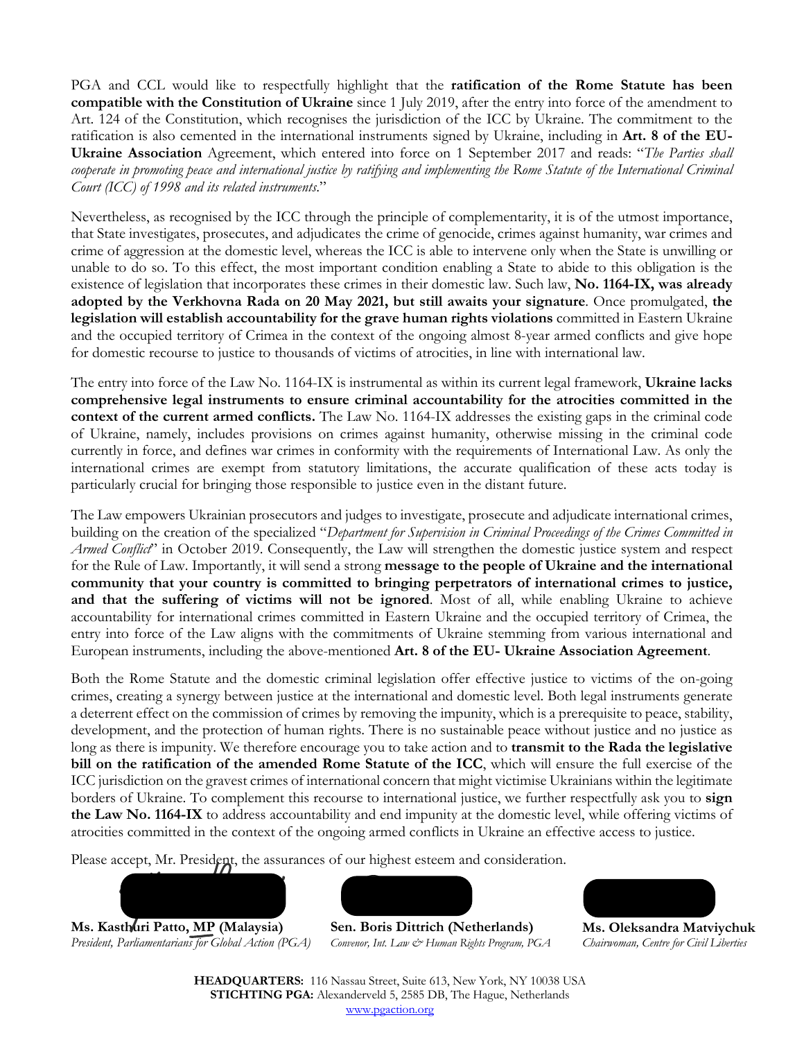PGA and CCL would like to respectfully highlight that the **ratification of the Rome Statute has been compatible with the Constitution of Ukraine** since 1 July 2019, after the entry into force of the amendment to Art. 124 of the Constitution, which recognises the jurisdiction of the ICC by Ukraine. The commitment to the ratification is also cemented in the international instruments signed by Ukraine, including in **Art. 8 of the EU-Ukraine Association** Agreement, which entered into force on 1 September 2017 and reads: "*The Parties shall cooperate in promoting peace and international justice by ratifying and implementing the Rome Statute of the International Criminal Court (ICC) of 1998 and its related instruments*."

Nevertheless, as recognised by the ICC through the principle of complementarity, it is of the utmost importance, that State investigates, prosecutes, and adjudicates the crime of genocide, crimes against humanity, war crimes and crime of aggression at the domestic level, whereas the ICC is able to intervene only when the State is unwilling or unable to do so. To this effect, the most important condition enabling a State to abide to this obligation is the existence of legislation that incorporates these crimes in their domestic law. Such law, **No. 1164-IX, was already adopted by the Verkhovna Rada on 20 May 2021, but still awaits your signature**. Once promulgated, **the legislation will establish accountability for the grave human rights violations** committed in Eastern Ukraine and the occupied territory of Crimea in the context of the ongoing almost 8-year armed conflicts and give hope for domestic recourse to justice to thousands of victims of atrocities, in line with international law.

The entry into force of the Law No. 1164-IX is instrumental as within its current legal framework, **Ukraine lacks comprehensive legal instruments to ensure criminal accountability for the atrocities committed in the context of the current armed conflicts.** The Law No. 1164-IX addresses the existing gaps in the criminal code of Ukraine, namely, includes provisions on crimes against humanity, otherwise missing in the criminal code currently in force, and defines war crimes in conformity with the requirements of International Law. As only the international crimes are exempt from statutory limitations, the accurate qualification of these acts today is particularly crucial for bringing those responsible to justice even in the distant future.

The Law empowers Ukrainian prosecutors and judges to investigate, prosecute and adjudicate international crimes, building on the creation of the specialized "*Department for Supervision in Criminal Proceedings of the Crimes Committed in Armed Conflict*" in October 2019. Consequently, the Law will strengthen the domestic justice system and respect for the Rule of Law. Importantly, it will send a strong **message to the people of Ukraine and the international community that your country is committed to bringing perpetrators of international crimes to justice, and that the suffering of victims will not be ignored**. Most of all, while enabling Ukraine to achieve accountability for international crimes committed in Eastern Ukraine and the occupied territory of Crimea, the entry into force of the Law aligns with the commitments of Ukraine stemming from various international and European instruments, including the above-mentioned **Art. 8 of the EU- Ukraine Association Agreement**.

Both the Rome Statute and the domestic criminal legislation offer effective justice to victims of the on-going crimes, creating a synergy between justice at the international and domestic level. Both legal instruments generate a deterrent effect on the commission of crimes by removing the impunity, which is a prerequisite to peace, stability, development, and the protection of human rights. There is no sustainable peace without justice and no justice as long as there is impunity. We therefore encourage you to take action and to **transmit to the Rada the legislative bill on the ratification of the amended Rome Statute of the ICC**, which will ensure the full exercise of the ICC jurisdiction on the gravest crimes of international concern that might victimise Ukrainians within the legitimate borders of Ukraine. To complement this recourse to international justice, we further respectfully ask you to **sign the Law No. 1164-IX** to address accountability and end impunity at the domestic level, while offering victims of atrocities committed in the context of the ongoing armed conflicts in Ukraine an effective access to justice.

Please accept, Mr. President, the assurances of our highest esteem and consideration.

**Ms. Kasthuri Patto, MP (Malaysia)**
*President, Parliamentarians for Global Action (PGA)*

**Sen. Boris Dittrich (Netherlands)**
*Convenor, Int. Law & Human Rights Program, PGA*

**Ms. Oleksandra Matviychuk**
*Chairwoman, Centre for Civil Liberties*

**HEADQUARTERS:** 116 Nassau Street, Suite 613, New York, NY 10038 USA
**STICHTING PGA:** Alexanderveld 5, 2585 DB, The Hague, Netherlands
www.pgaction.org